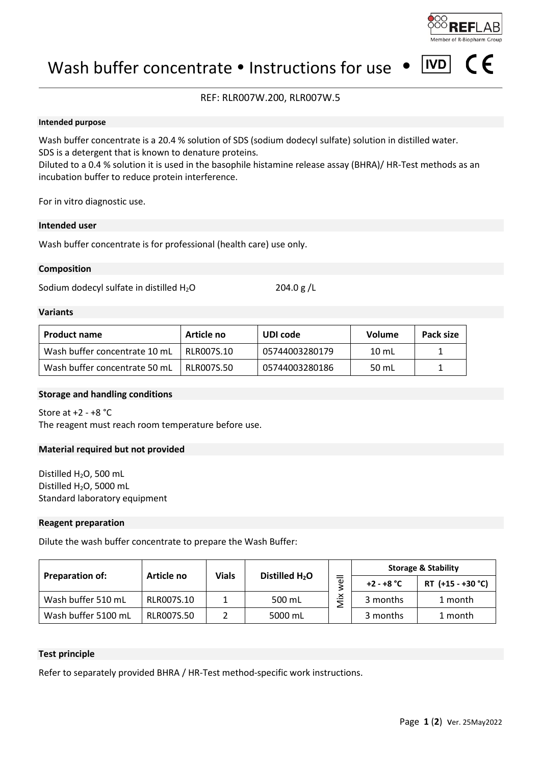# Wash buffer concentrate • Instructions for use • IVD CE

REF: RLR007W.200, RLR007W.5

### Intended purpose

Wash buffer concentrate is a 20.4 % solution of SDS (sodium dodecyl sulfate) solution in distilled water.
SDS is a detergent that is known to denature proteins.
Diluted to a 0.4 % solution it is used in the basophile histamine release assay (BHRA)/ HR-Test methods as an incubation buffer to reduce protein interference.

For in vitro diagnostic use.

### Intended user

Wash buffer concentrate is for professional (health care) use only.

### Composition

Sodium dodecyl sulfate in distilled $H_2O$ 204.0 g /L

### Variants

| Product name | Article no | UDI code | Volume | Pack size |
|---|---|---|---|---|
| Wash buffer concentrate 10 mL | RLR007S.10 | 05744003280179 | 10 mL | 1 |
| Wash buffer concentrate 50 mL | RLR007S.50 | 05744003280186 | 50 mL | 1 |

### Storage and handling conditions

Store at +2 - +8 °C
The reagent must reach room temperature before use.

### Material required but not provided

Distilled $H_2O$, 500 mL
Distilled $H_2O$, 5000 mL
Standard laboratory equipment

### Reagent preparation

Dilute the wash buffer concentrate to prepare the Wash Buffer:

| Preparation of: | Article no | Vials | Distilled $H_2O$ | | Storage & Stability | |
|---|---|---|---|---|---|---|
| | | | | | +2 - +8 °C | RT (+15 - +30 °C) |
| Wash buffer 510 mL | RLR007S.10 | 1 | 500 mL | Mix well | 3 months | 1 month |
| Wash buffer 5100 mL | RLR007S.50 | 2 | 5000 mL | | 3 months | 1 month |

### Test principle

Refer to separately provided BHRA / HR-Test method-specific work instructions.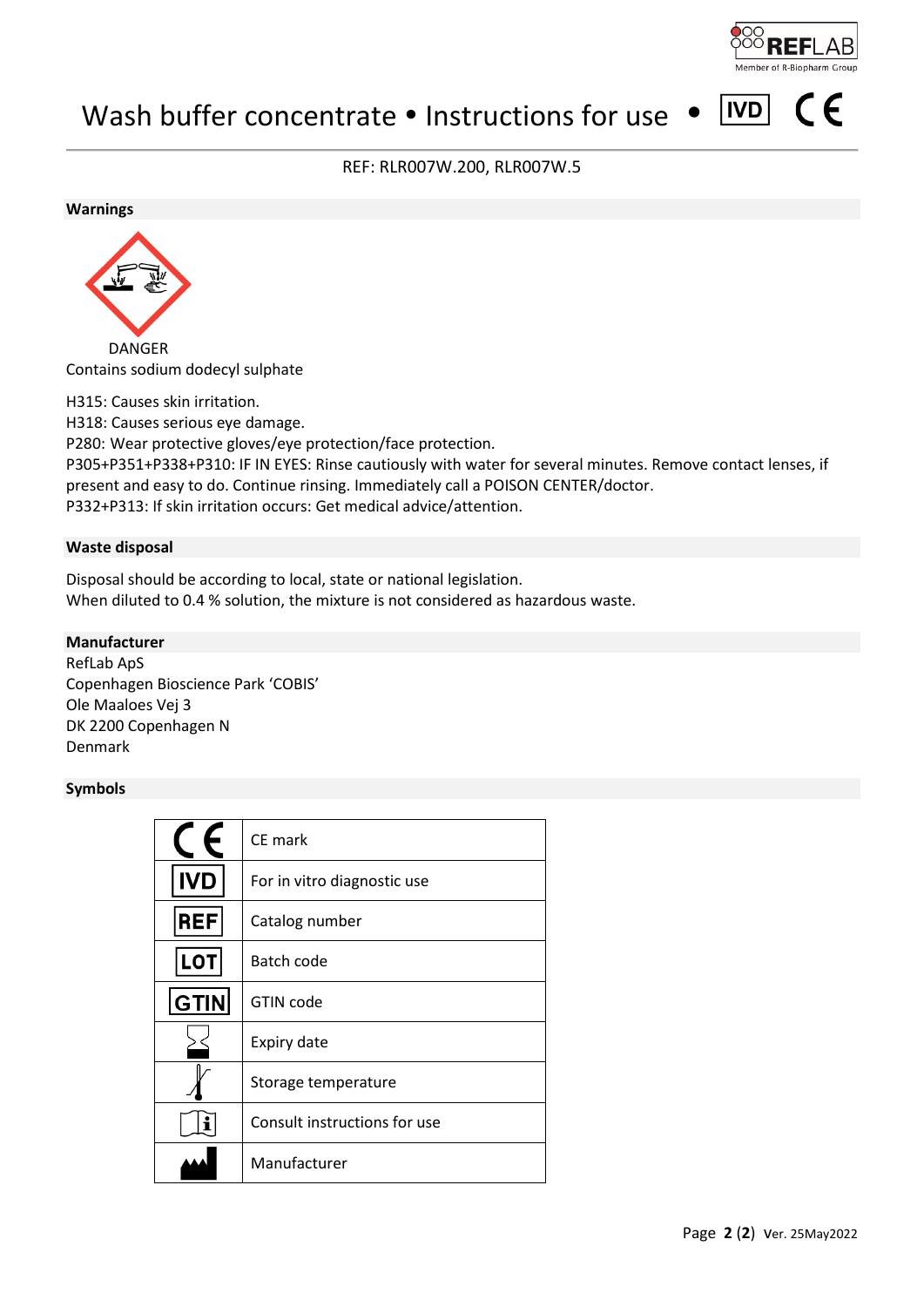# Wash buffer concentrate • Instructions for use • IVD CE

REF: RLR007W.200, RLR007W.5

## Warnings

DANGER

Contains sodium dodecyl sulphate

H315: Causes skin irritation.
H318: Causes serious eye damage.
P280: Wear protective gloves/eye protection/face protection.
P305+P351+P338+P310: IF IN EYES: Rinse cautiously with water for several minutes. Remove contact lenses, if present and easy to do. Continue rinsing. Immediately call a POISON CENTER/doctor.
P332+P313: If skin irritation occurs: Get medical advice/attention.

## Waste disposal

Disposal should be according to local, state or national legislation.
When diluted to 0.4 % solution, the mixture is not considered as hazardous waste.

## Manufacturer

RefLab ApS
Copenhagen Bioscience Park 'COBIS'
Ole Maaloes Vej 3
DK 2200 Copenhagen N
Denmark

## Symbols

| | |
|---|---|
| CE | CE mark |
| IVD | For in vitro diagnostic use |
| REF | Catalog number |
| LOT | Batch code |
| GTIN | GTIN code |
| | Expiry date |
| | Storage temperature |
| | Consult instructions for use |
| | Manufacturer |

Ver. 25May2022